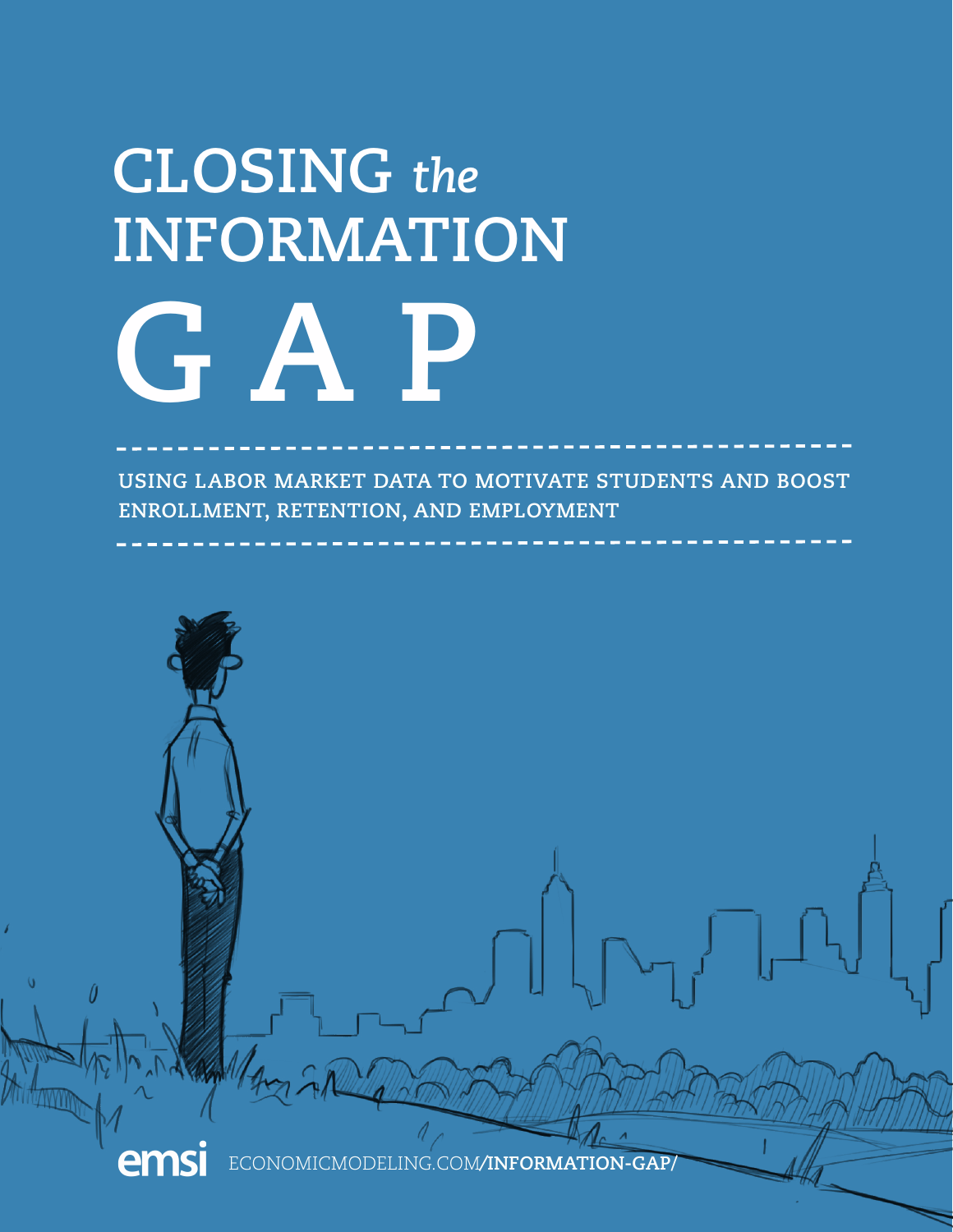# CLOSING *the* INFORMATION GAP

**USING LABOR MARKET DATA TO MOTIVATE STUDENTS AND BOOST ENROLLMENT, RETENTION, AND EMPLOYMENT**

emsi ECONOMICMODELING.COM/**INFORMATION-GAP/**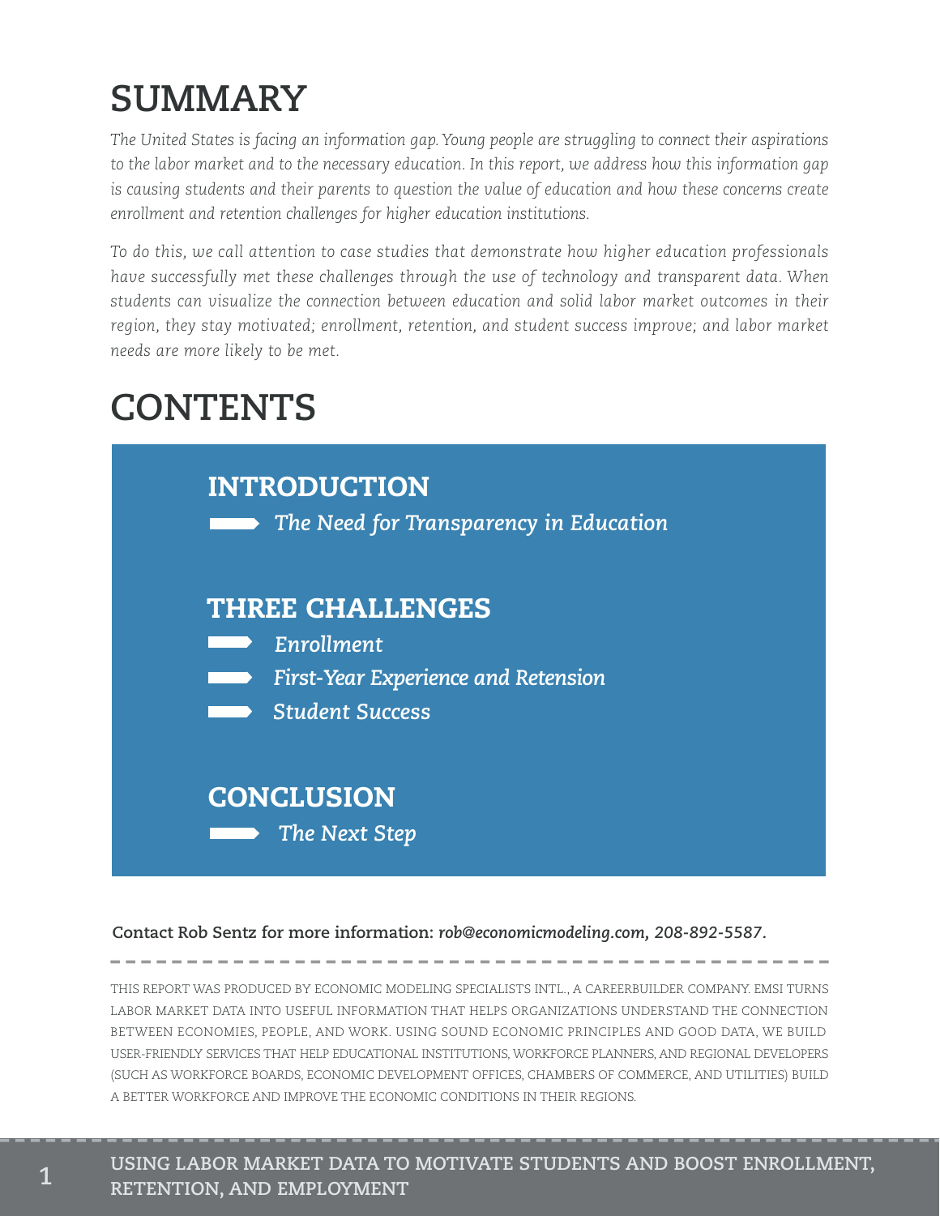# SUMMARY

*The United States is facing an information gap. Young people are struggling to connect their aspirations to the labor market and to the necessary education. In this report, we address how this information gap is causing students and their parents to question the value of education and how these concerns create enrollment and retention challenges for higher education institutions.*

*To do this, we call attention to case studies that demonstrate how higher education professionals have successfully met these challenges through the use of technology and transparent data. When students can visualize the connection between education and solid labor market outcomes in their region, they stay motivated; enrollment, retention, and student success improve; and labor market needs are more likely to be met.*

# CONTENTS

## INTRODUCTION

- *The Need for Transparency in Education*

## THREE CHALLENGES

- *Enrollment*
- *First-Year Experience and Retension*
- *Student Success*

## CONCLUSION

- *The Next Step*

**Contact Rob Sentz for more information:** ***rob@economicmodeling.com, 208-892-5587.***

THIS REPORT WAS PRODUCED BY ECONOMIC MODELING SPECIALISTS INTL., A CAREERBUILDER COMPANY. EMSI TURNS LABOR MARKET DATA INTO USEFUL INFORMATION THAT HELPS ORGANIZATIONS UNDERSTAND THE CONNECTION BETWEEN ECONOMIES, PEOPLE, AND WORK. USING SOUND ECONOMIC PRINCIPLES AND GOOD DATA, WE BUILD USER-FRIENDLY SERVICES THAT HELP EDUCATIONAL INSTITUTIONS, WORKFORCE PLANNERS, AND REGIONAL DEVELOPERS (SUCH AS WORKFORCE BOARDS, ECONOMIC DEVELOPMENT OFFICES, CHAMBERS OF COMMERCE, AND UTILITIES) BUILD A BETTER WORKFORCE AND IMPROVE THE ECONOMIC CONDITIONS IN THEIR REGIONS.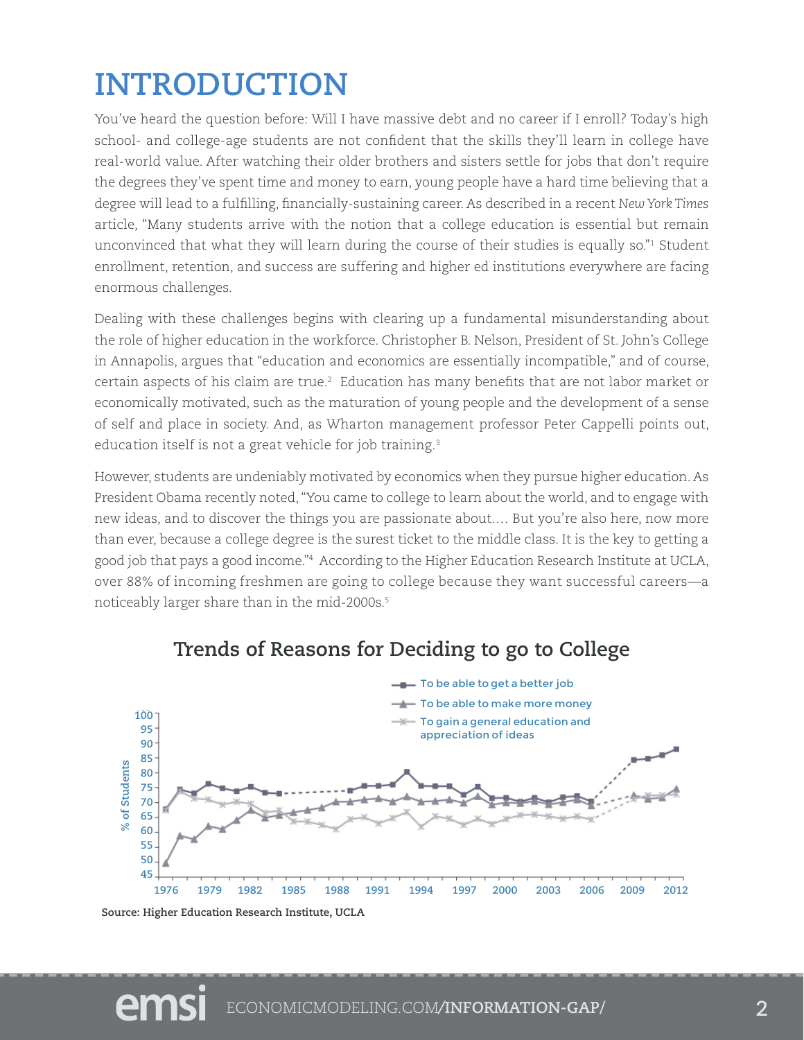# INTRODUCTION

You've heard the question before: Will I have massive debt and no career if I enroll? Today's high school- and college-age students are not confident that the skills they'll learn in college have real-world value. After watching their older brothers and sisters settle for jobs that don't require the degrees they've spent time and money to earn, young people have a hard time believing that a degree will lead to a fulfilling, financially-sustaining career. As described in a recent *New York Times* article, "Many students arrive with the notion that a college education is essential but remain unconvinced that what they will learn during the course of their studies is equally so."[1] Student enrollment, retention, and success are suffering and higher ed institutions everywhere are facing enormous challenges.

Dealing with these challenges begins with clearing up a fundamental misunderstanding about the role of higher education in the workforce. Christopher B. Nelson, President of St. John's College in Annapolis, argues that "education and economics are essentially incompatible," and of course, certain aspects of his claim are true.[2] Education has many benefits that are not labor market or economically motivated, such as the maturation of young people and the development of a sense of self and place in society. And, as Wharton management professor Peter Cappelli points out, education itself is not a great vehicle for job training.[3]

However, students are undeniably motivated by economics when they pursue higher education. As President Obama recently noted, "You came to college to learn about the world, and to engage with new ideas, and to discover the things you are passionate about.... But you're also here, now more than ever, because a college degree is the surest ticket to the middle class. It is the key to getting a good job that pays a good income."[4] According to the Higher Education Research Institute at UCLA, over 88% of incoming freshmen are going to college because they want successful careers—a noticeably larger share than in the mid-2000s.[5]

**Trends of Reasons for Deciding to go to College**

- To be able to get a better job
- To be able to make more money
- To gain a general education and appreciation of ideas

% of Students (45–100), 1976–2012

**Source: Higher Education Research Institute, UCLA**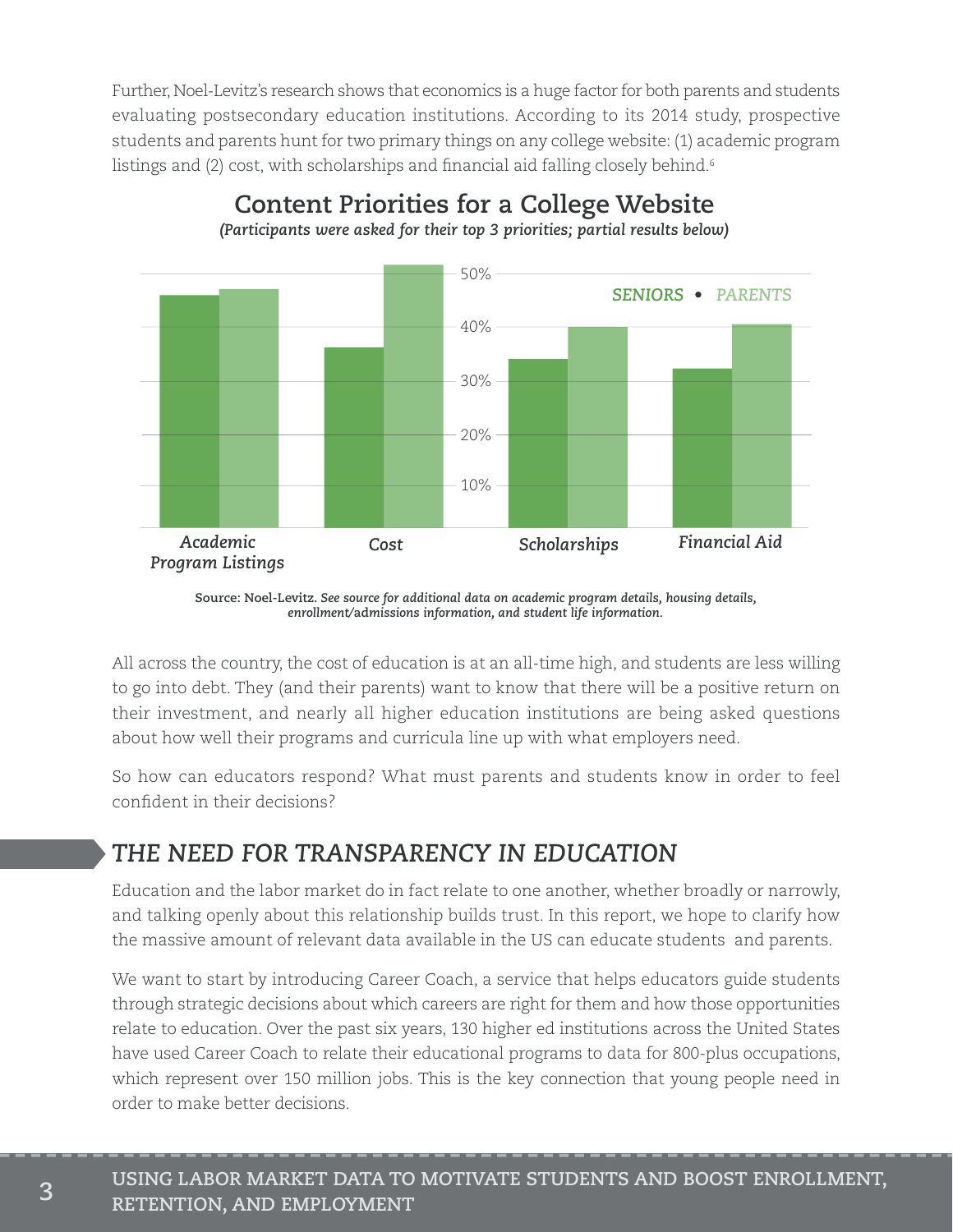Further, Noel-Levitz's research shows that economics is a huge factor for both parents and students evaluating postsecondary education institutions. According to its 2014 study, prospective students and parents hunt for two primary things on any college website: (1) academic program listings and (2) cost, with scholarships and financial aid falling closely behind.[6]

**Content Priorities for a College Website**

***(Participants were asked for their top 3 priorities; partial results below)***

*SENIORS • PARENTS*

*Academic Program Listings* · *Cost* · *Scholarships* · *Financial Aid*

10% · 20% · 30% · 40% · 50%

**Source: Noel-Levitz.** ***See source for additional data on academic program details, housing details, enrollment/admissions information, and student life information.***

All across the country, the cost of education is at an all-time high, and students are less willing to go into debt. They (and their parents) want to know that there will be a positive return on their investment, and nearly all higher education institutions are being asked questions about how well their programs and curricula line up with what employers need.

So how can educators respond? What must parents and students know in order to feel confident in their decisions?

## *THE NEED FOR TRANSPARENCY IN EDUCATION*

Education and the labor market do in fact relate to one another, whether broadly or narrowly, and talking openly about this relationship builds trust. In this report, we hope to clarify how the massive amount of relevant data available in the US can educate students and parents.

We want to start by introducing Career Coach, a service that helps educators guide students through strategic decisions about which careers are right for them and how those opportunities relate to education. Over the past six years, 130 higher ed institutions across the United States have used Career Coach to relate their educational programs to data for 800-plus occupations, which represent over 150 million jobs. This is the key connection that young people need in order to make better decisions.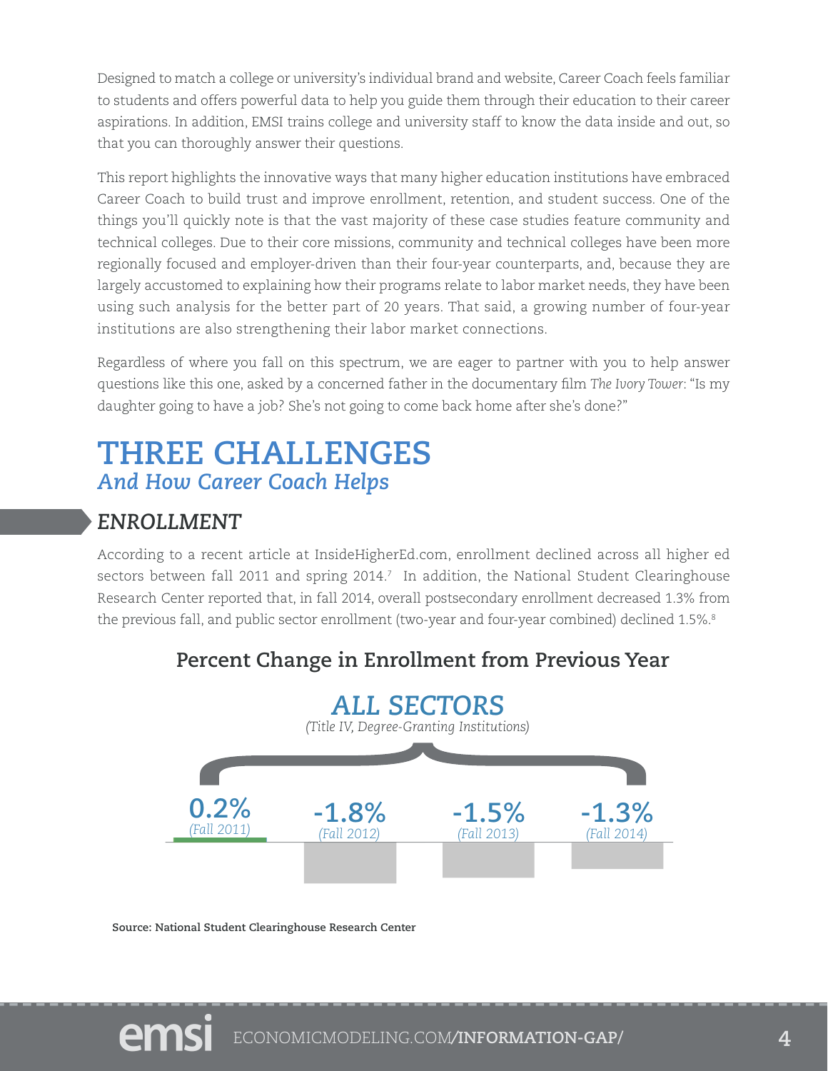Designed to match a college or university's individual brand and website, Career Coach feels familiar to students and offers powerful data to help you guide them through their education to their career aspirations. In addition, EMSI trains college and university staff to know the data inside and out, so that you can thoroughly answer their questions.

This report highlights the innovative ways that many higher education institutions have embraced Career Coach to build trust and improve enrollment, retention, and student success. One of the things you'll quickly note is that the vast majority of these case studies feature community and technical colleges. Due to their core missions, community and technical colleges have been more regionally focused and employer-driven than their four-year counterparts, and, because they are largely accustomed to explaining how their programs relate to labor market needs, they have been using such analysis for the better part of 20 years. That said, a growing number of four-year institutions are also strengthening their labor market connections.

Regardless of where you fall on this spectrum, we are eager to partner with you to help answer questions like this one, asked by a concerned father in the documentary film *The Ivory Tower*: "Is my daughter going to have a job? She's not going to come back home after she's done?"

# THREE CHALLENGES
## *And How Career Coach Helps*

### *ENROLLMENT*

According to a recent article at InsideHigherEd.com, enrollment declined across all higher ed sectors between fall 2011 and spring 2014.[7] In addition, the National Student Clearinghouse Research Center reported that, in fall 2014, overall postsecondary enrollment decreased 1.3% from the previous fall, and public sector enrollment (two-year and four-year combined) declined 1.5%.[8]

**Percent Change in Enrollment from Previous Year**

*ALL SECTORS*
*(Title IV, Degree-Granting Institutions)*

| Fall 2011 | Fall 2012 | Fall 2013 | Fall 2014 |
|---|---|---|---|
| 0.2% | -1.8% | -1.5% | -1.3% |

**Source: National Student Clearinghouse Research Center**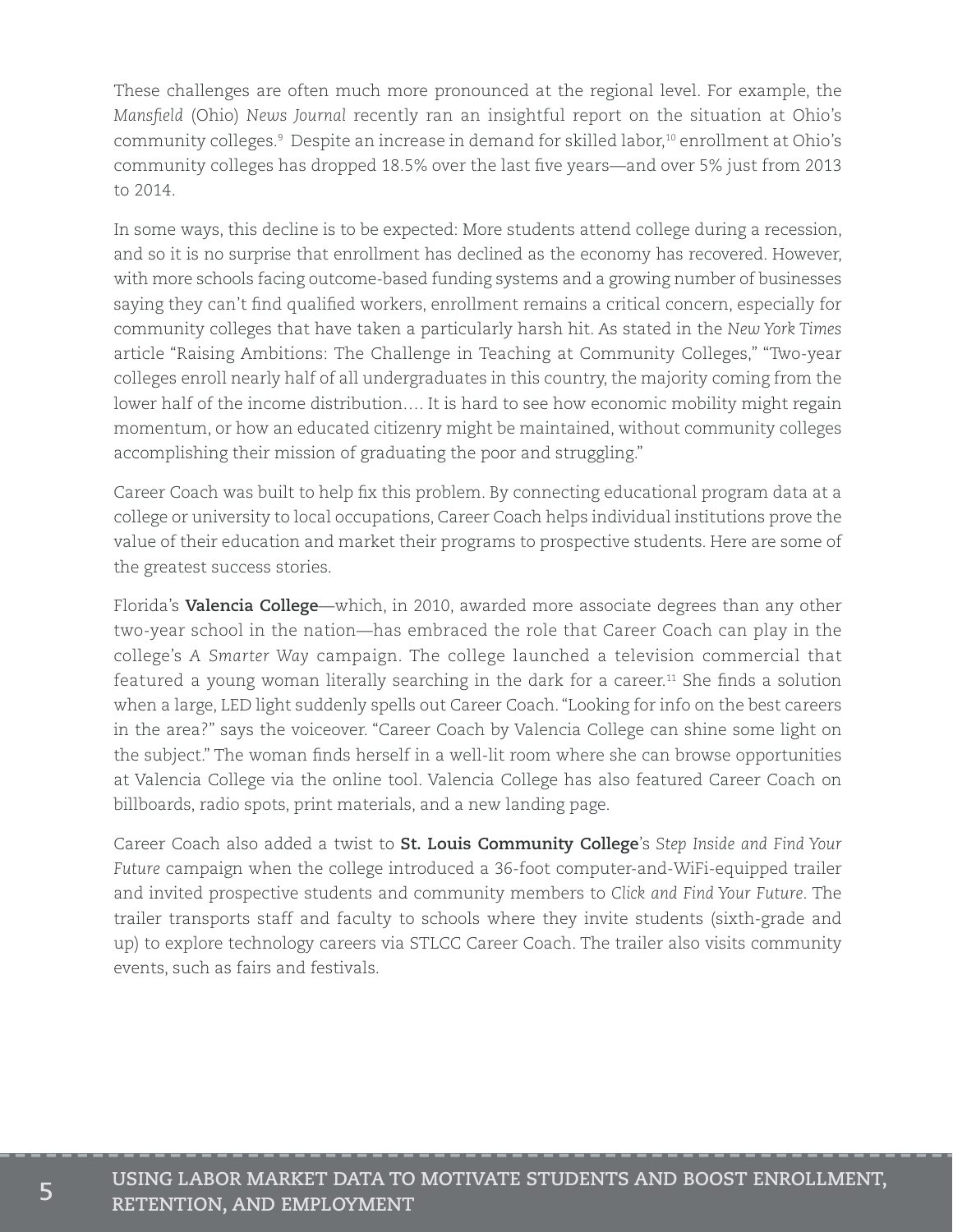These challenges are often much more pronounced at the regional level. For example, the *Mansfield* (Ohio) *News Journal* recently ran an insightful report on the situation at Ohio's community colleges.[9] Despite an increase in demand for skilled labor,[10] enrollment at Ohio's community colleges has dropped 18.5% over the last five years—and over 5% just from 2013 to 2014.

In some ways, this decline is to be expected: More students attend college during a recession, and so it is no surprise that enrollment has declined as the economy has recovered. However, with more schools facing outcome-based funding systems and a growing number of businesses saying they can't find qualified workers, enrollment remains a critical concern, especially for community colleges that have taken a particularly harsh hit. As stated in the *New York Times* article "Raising Ambitions: The Challenge in Teaching at Community Colleges," "Two-year colleges enroll nearly half of all undergraduates in this country, the majority coming from the lower half of the income distribution…. It is hard to see how economic mobility might regain momentum, or how an educated citizenry might be maintained, without community colleges accomplishing their mission of graduating the poor and struggling."

Career Coach was built to help fix this problem. By connecting educational program data at a college or university to local occupations, Career Coach helps individual institutions prove the value of their education and market their programs to prospective students. Here are some of the greatest success stories.

Florida's **Valencia College**—which, in 2010, awarded more associate degrees than any other two-year school in the nation—has embraced the role that Career Coach can play in the college's *A Smarter Way* campaign. The college launched a television commercial that featured a young woman literally searching in the dark for a career.[11] She finds a solution when a large, LED light suddenly spells out Career Coach. "Looking for info on the best careers in the area?" says the voiceover. "Career Coach by Valencia College can shine some light on the subject." The woman finds herself in a well-lit room where she can browse opportunities at Valencia College via the online tool. Valencia College has also featured Career Coach on billboards, radio spots, print materials, and a new landing page.

Career Coach also added a twist to **St. Louis Community College**'s *Step Inside and Find Your Future* campaign when the college introduced a 36-foot computer-and-WiFi-equipped trailer and invited prospective students and community members to *Click and Find Your Future*. The trailer transports staff and faculty to schools where they invite students (sixth-grade and up) to explore technology careers via STLCC Career Coach. The trailer also visits community events, such as fairs and festivals.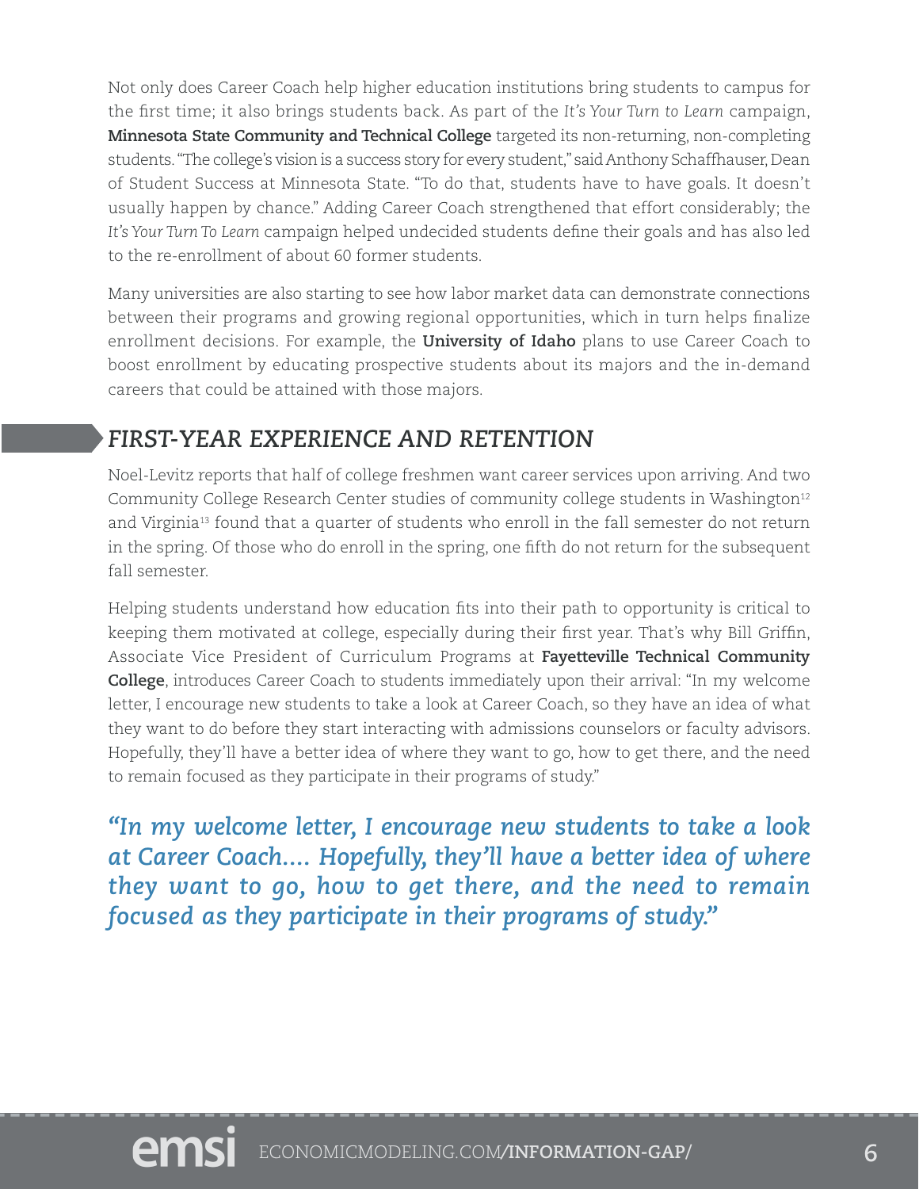Not only does Career Coach help higher education institutions bring students to campus for the first time; it also brings students back. As part of the *It's Your Turn to Learn* campaign, **Minnesota State Community and Technical College** targeted its non-returning, non-completing students. "The college's vision is a success story for every student," said Anthony Schaffhauser, Dean of Student Success at Minnesota State. "To do that, students have to have goals. It doesn't usually happen by chance." Adding Career Coach strengthened that effort considerably; the *It's Your Turn To Learn* campaign helped undecided students define their goals and has also led to the re-enrollment of about 60 former students.

Many universities are also starting to see how labor market data can demonstrate connections between their programs and growing regional opportunities, which in turn helps finalize enrollment decisions. For example, the **University of Idaho** plans to use Career Coach to boost enrollment by educating prospective students about its majors and the in-demand careers that could be attained with those majors.

## FIRST-YEAR EXPERIENCE AND RETENTION

Noel-Levitz reports that half of college freshmen want career services upon arriving. And two Community College Research Center studies of community college students in Washington[12] and Virginia[13] found that a quarter of students who enroll in the fall semester do not return in the spring. Of those who do enroll in the spring, one fifth do not return for the subsequent fall semester.

Helping students understand how education fits into their path to opportunity is critical to keeping them motivated at college, especially during their first year. That's why Bill Griffin, Associate Vice President of Curriculum Programs at **Fayetteville Technical Community College**, introduces Career Coach to students immediately upon their arrival: "In my welcome letter, I encourage new students to take a look at Career Coach, so they have an idea of what they want to do before they start interacting with admissions counselors or faculty advisors. Hopefully, they'll have a better idea of where they want to go, how to get there, and the need to remain focused as they participate in their programs of study."

> ***"In my welcome letter, I encourage new students to take a look at Career Coach.... Hopefully, they'll have a better idea of where they want to go, how to get there, and the need to remain focused as they participate in their programs of study."***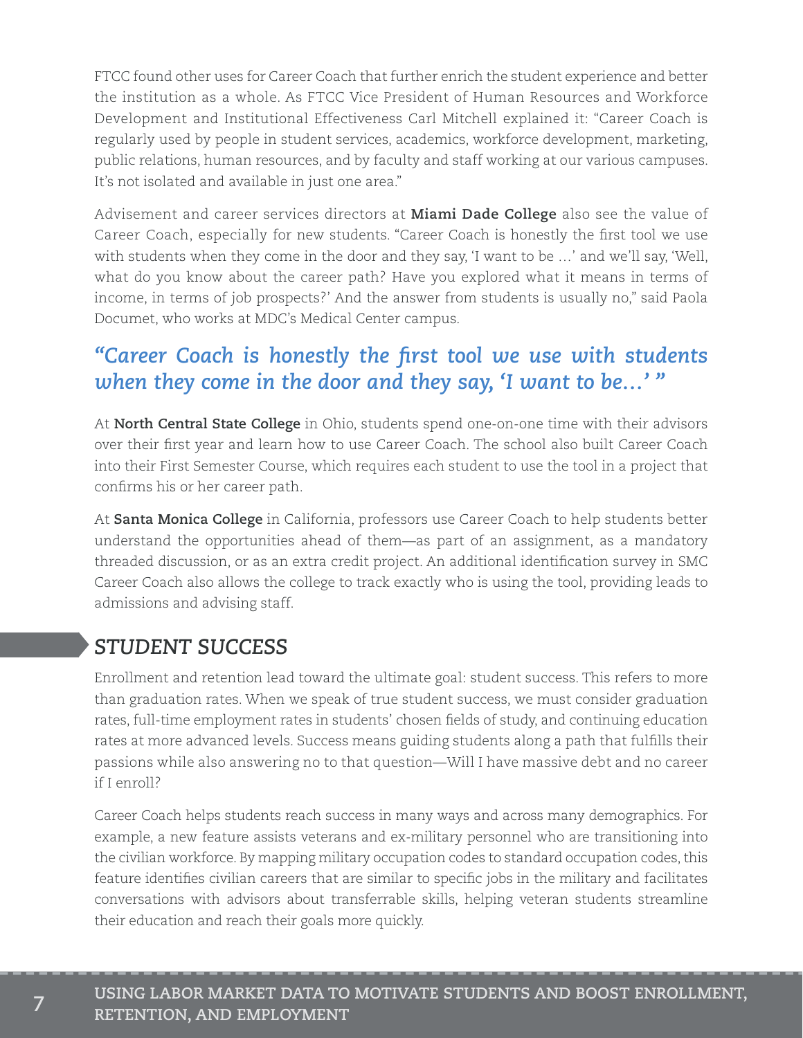FTCC found other uses for Career Coach that further enrich the student experience and better the institution as a whole. As FTCC Vice President of Human Resources and Workforce Development and Institutional Effectiveness Carl Mitchell explained it: "Career Coach is regularly used by people in student services, academics, workforce development, marketing, public relations, human resources, and by faculty and staff working at our various campuses. It's not isolated and available in just one area."

Advisement and career services directors at **Miami Dade College** also see the value of Career Coach, especially for new students. "Career Coach is honestly the first tool we use with students when they come in the door and they say, 'I want to be …' and we'll say, 'Well, what do you know about the career path? Have you explored what it means in terms of income, in terms of job prospects?' And the answer from students is usually no," said Paola Documet, who works at MDC's Medical Center campus.

> ***"Career Coach is honestly the first tool we use with students when they come in the door and they say, 'I want to be…' "***

At **North Central State College** in Ohio, students spend one-on-one time with their advisors over their first year and learn how to use Career Coach. The school also built Career Coach into their First Semester Course, which requires each student to use the tool in a project that confirms his or her career path.

At **Santa Monica College** in California, professors use Career Coach to help students better understand the opportunities ahead of them—as part of an assignment, as a mandatory threaded discussion, or as an extra credit project. An additional identification survey in SMC Career Coach also allows the college to track exactly who is using the tool, providing leads to admissions and advising staff.

## STUDENT SUCCESS

Enrollment and retention lead toward the ultimate goal: student success. This refers to more than graduation rates. When we speak of true student success, we must consider graduation rates, full-time employment rates in students' chosen fields of study, and continuing education rates at more advanced levels. Success means guiding students along a path that fulfills their passions while also answering no to that question—Will I have massive debt and no career if I enroll?

Career Coach helps students reach success in many ways and across many demographics. For example, a new feature assists veterans and ex-military personnel who are transitioning into the civilian workforce. By mapping military occupation codes to standard occupation codes, this feature identifies civilian careers that are similar to specific jobs in the military and facilitates conversations with advisors about transferrable skills, helping veteran students streamline their education and reach their goals more quickly.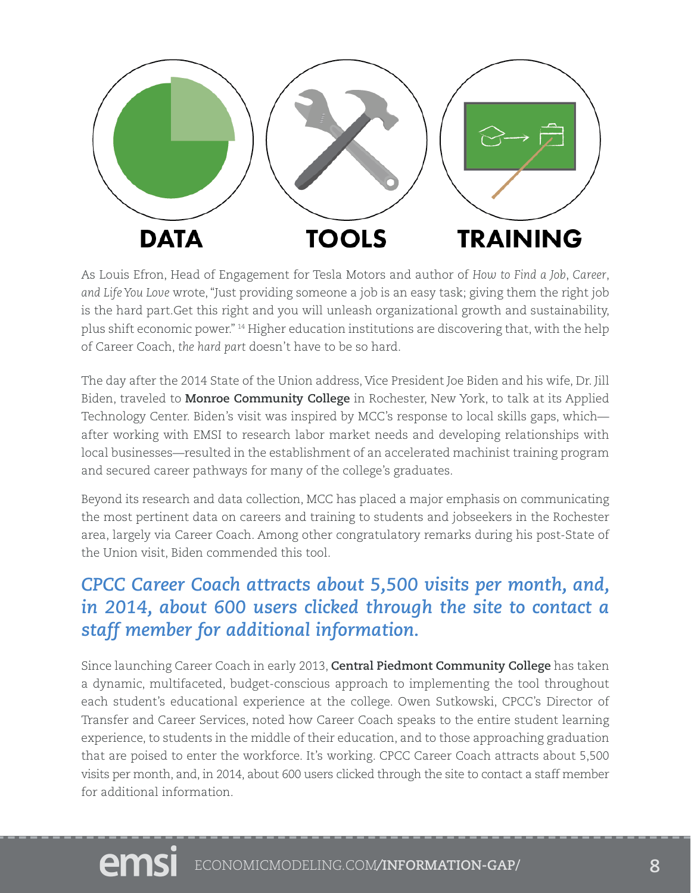DATA TOOLS TRAINING

As Louis Efron, Head of Engagement for Tesla Motors and author of *How to Find a Job, Career, and Life You Love* wrote, "Just providing someone a job is an easy task; giving them the right job is the hard part.Get this right and you will unleash organizational growth and sustainability, plus shift economic power." [14] Higher education institutions are discovering that, with the help of Career Coach, *the hard part* doesn't have to be so hard.

The day after the 2014 State of the Union address, Vice President Joe Biden and his wife, Dr. Jill Biden, traveled to **Monroe Community College** in Rochester, New York, to talk at its Applied Technology Center. Biden's visit was inspired by MCC's response to local skills gaps, which—after working with EMSI to research labor market needs and developing relationships with local businesses—resulted in the establishment of an accelerated machinist training program and secured career pathways for many of the college's graduates.

Beyond its research and data collection, MCC has placed a major emphasis on communicating the most pertinent data on careers and training to students and jobseekers in the Rochester area, largely via Career Coach. Among other congratulatory remarks during his post-State of the Union visit, Biden commended this tool.

***CPCC Career Coach attracts about 5,500 visits per month, and, in 2014, about 600 users clicked through the site to contact a staff member for additional information.***

Since launching Career Coach in early 2013, **Central Piedmont Community College** has taken a dynamic, multifaceted, budget-conscious approach to implementing the tool throughout each student's educational experience at the college. Owen Sutkowski, CPCC's Director of Transfer and Career Services, noted how Career Coach speaks to the entire student learning experience, to students in the middle of their education, and to those approaching graduation that are poised to enter the workforce. It's working. CPCC Career Coach attracts about 5,500 visits per month, and, in 2014, about 600 users clicked through the site to contact a staff member for additional information.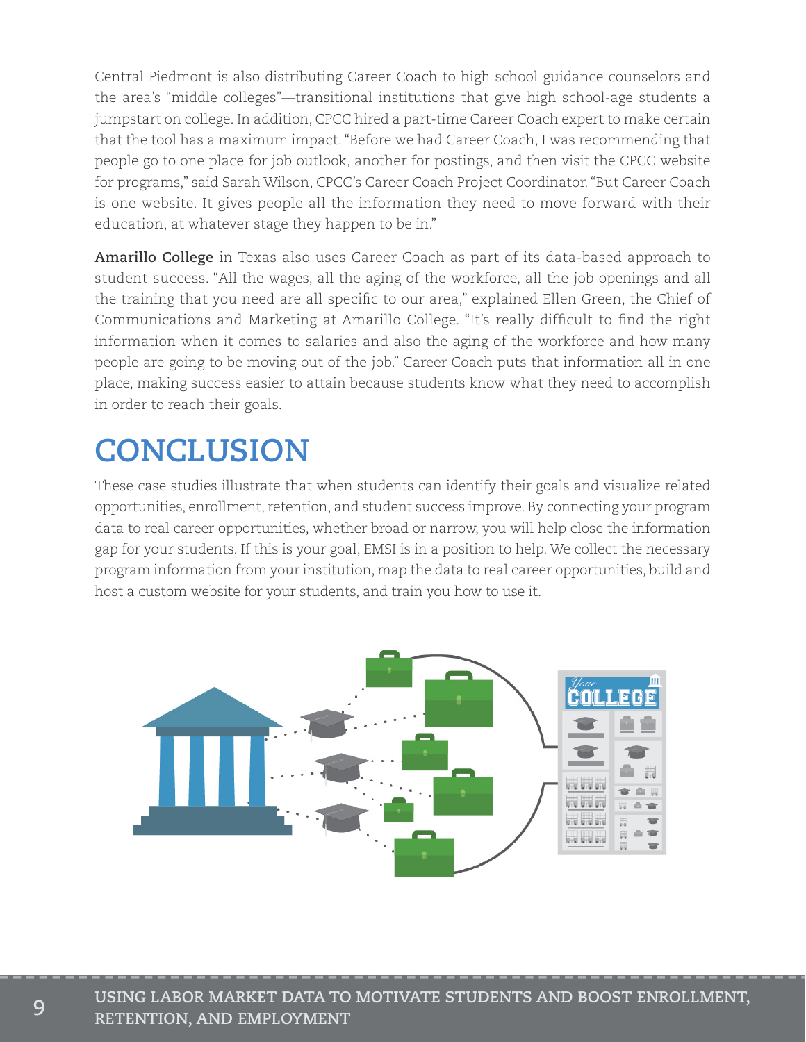Central Piedmont is also distributing Career Coach to high school guidance counselors and the area's "middle colleges"—transitional institutions that give high school-age students a jumpstart on college. In addition, CPCC hired a part-time Career Coach expert to make certain that the tool has a maximum impact. "Before we had Career Coach, I was recommending that people go to one place for job outlook, another for postings, and then visit the CPCC website for programs," said Sarah Wilson, CPCC's Career Coach Project Coordinator. "But Career Coach is one website. It gives people all the information they need to move forward with their education, at whatever stage they happen to be in."

**Amarillo College** in Texas also uses Career Coach as part of its data-based approach to student success. "All the wages, all the aging of the workforce, all the job openings and all the training that you need are all specific to our area," explained Ellen Green, the Chief of Communications and Marketing at Amarillo College. "It's really difficult to find the right information when it comes to salaries and also the aging of the workforce and how many people are going to be moving out of the job." Career Coach puts that information all in one place, making success easier to attain because students know what they need to accomplish in order to reach their goals.

# CONCLUSION

These case studies illustrate that when students can identify their goals and visualize related opportunities, enrollment, retention, and student success improve. By connecting your program data to real career opportunities, whether broad or narrow, you will help close the information gap for your students. If this is your goal, EMSI is in a position to help. We collect the necessary program information from your institution, map the data to real career opportunities, build and host a custom website for your students, and train you how to use it.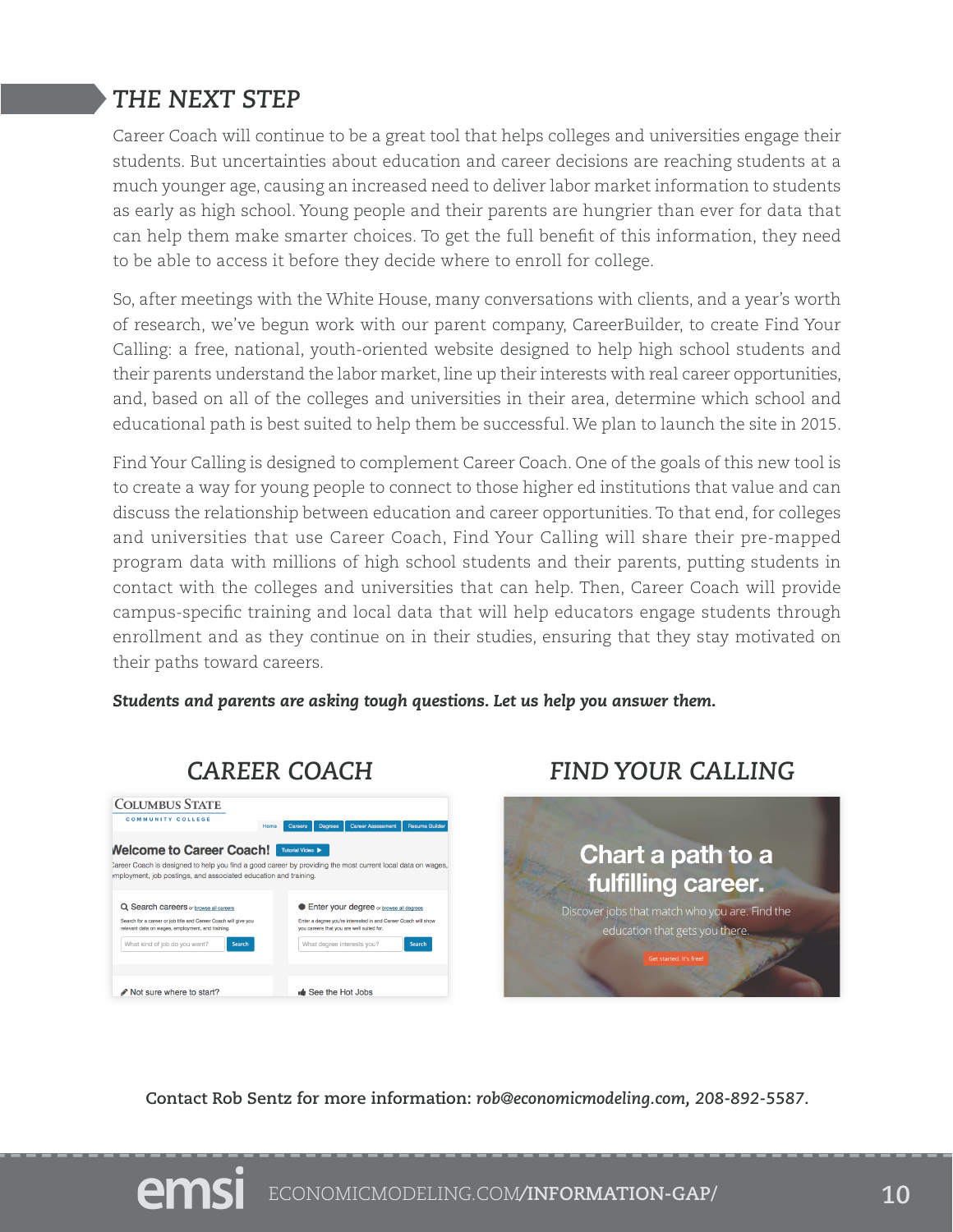## THE NEXT STEP

Career Coach will continue to be a great tool that helps colleges and universities engage their students. But uncertainties about education and career decisions are reaching students at a much younger age, causing an increased need to deliver labor market information to students as early as high school. Young people and their parents are hungrier than ever for data that can help them make smarter choices. To get the full benefit of this information, they need to be able to access it before they decide where to enroll for college.

So, after meetings with the White House, many conversations with clients, and a year's worth of research, we've begun work with our parent company, CareerBuilder, to create Find Your Calling: a free, national, youth-oriented website designed to help high school students and their parents understand the labor market, line up their interests with real career opportunities, and, based on all of the colleges and universities in their area, determine which school and educational path is best suited to help them be successful. We plan to launch the site in 2015.

Find Your Calling is designed to complement Career Coach. One of the goals of this new tool is to create a way for young people to connect to those higher ed institutions that value and can discuss the relationship between education and career opportunities. To that end, for colleges and universities that use Career Coach, Find Your Calling will share their pre-mapped program data with millions of high school students and their parents, putting students in contact with the colleges and universities that can help. Then, Career Coach will provide campus-specific training and local data that will help educators engage students through enrollment and as they continue on in their studies, ensuring that they stay motivated on their paths toward careers.

***Students and parents are asking tough questions. Let us help you answer them.***

### CAREER COACH

### FIND YOUR CALLING

**Contact Rob Sentz for more information:** ***rob@economicmodeling.com, 208-892-5587.***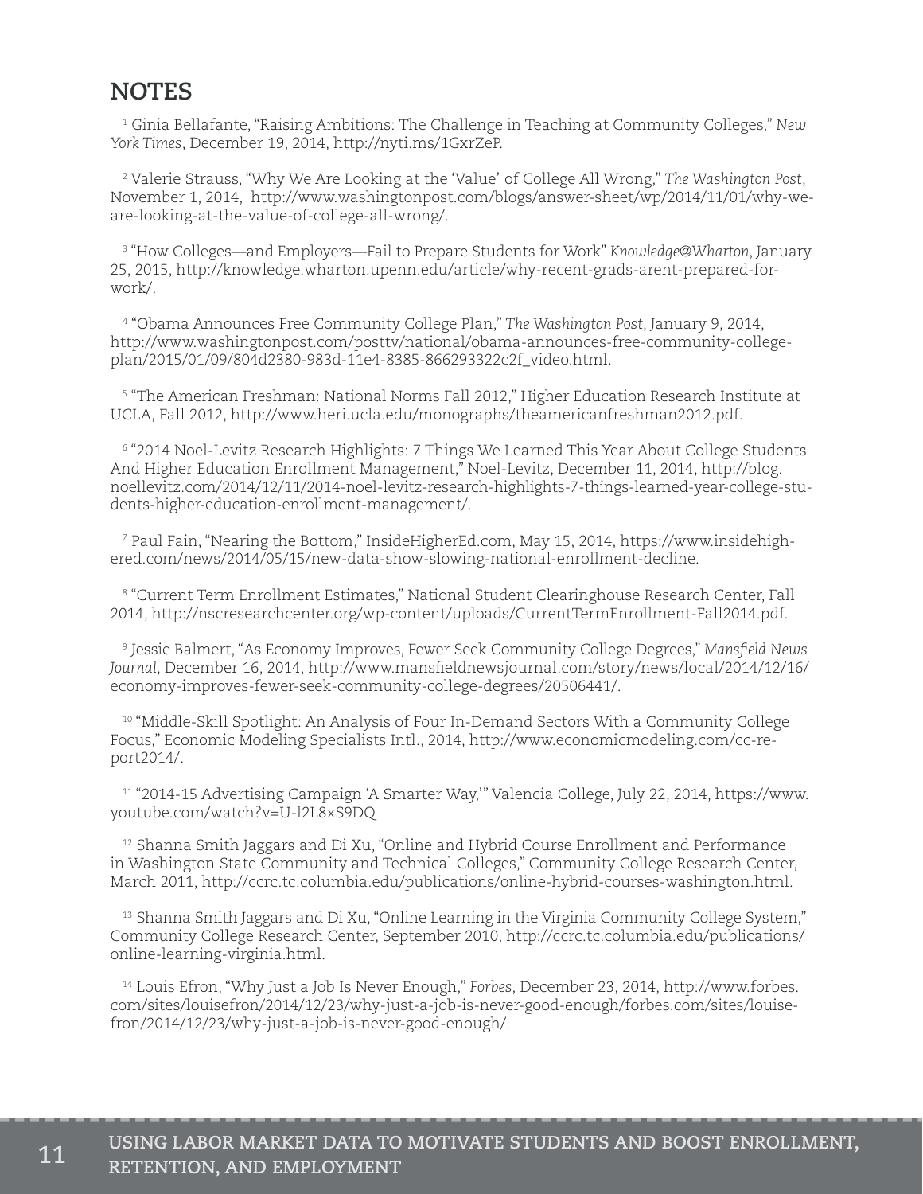## NOTES

[1] Ginia Bellafante, "Raising Ambitions: The Challenge in Teaching at Community Colleges," *New York Times*, December 19, 2014, http://nyti.ms/1GxrZeP.

[2] Valerie Strauss, "Why We Are Looking at the 'Value' of College All Wrong," *The Washington Post*, November 1, 2014, http://www.washingtonpost.com/blogs/answer-sheet/wp/2014/11/01/why-we-are-looking-at-the-value-of-college-all-wrong/.

[3] "How Colleges—and Employers—Fail to Prepare Students for Work" *Knowledge@Wharton*, January 25, 2015, http://knowledge.wharton.upenn.edu/article/why-recent-grads-arent-prepared-for-work/.

[4] "Obama Announces Free Community College Plan," *The Washington Post*, January 9, 2014, http://www.washingtonpost.com/posttv/national/obama-announces-free-community-college-plan/2015/01/09/804d2380-983d-11e4-8385-866293322c2f_video.html.

[5] "The American Freshman: National Norms Fall 2012," Higher Education Research Institute at UCLA, Fall 2012, http://www.heri.ucla.edu/monographs/theamericanfreshman2012.pdf.

[6] "2014 Noel-Levitz Research Highlights: 7 Things We Learned This Year About College Students And Higher Education Enrollment Management," Noel-Levitz, December 11, 2014, http://blog.noellevitz.com/2014/12/11/2014-noel-levitz-research-highlights-7-things-learned-year-college-students-higher-education-enrollment-management/.

[7] Paul Fain, "Nearing the Bottom," InsideHigherEd.com, May 15, 2014, https://www.insidehighered.com/news/2014/05/15/new-data-show-slowing-national-enrollment-decline.

[8] "Current Term Enrollment Estimates," National Student Clearinghouse Research Center, Fall 2014, http://nscresearchcenter.org/wp-content/uploads/CurrentTermEnrollment-Fall2014.pdf.

[9] Jessie Balmert, "As Economy Improves, Fewer Seek Community College Degrees," *Mansfield News Journal*, December 16, 2014, http://www.mansfieldnewsjournal.com/story/news/local/2014/12/16/economy-improves-fewer-seek-community-college-degrees/20506441/.

[10] "Middle-Skill Spotlight: An Analysis of Four In-Demand Sectors With a Community College Focus," Economic Modeling Specialists Intl., 2014, http://www.economicmodeling.com/cc-report2014/.

[11] "2014-15 Advertising Campaign 'A Smarter Way,'" Valencia College, July 22, 2014, https://www.youtube.com/watch?v=U-l2L8xS9DQ

[12] Shanna Smith Jaggars and Di Xu, "Online and Hybrid Course Enrollment and Performance in Washington State Community and Technical Colleges," Community College Research Center, March 2011, http://ccrc.tc.columbia.edu/publications/online-hybrid-courses-washington.html.

[13] Shanna Smith Jaggars and Di Xu, "Online Learning in the Virginia Community College System," Community College Research Center, September 2010, http://ccrc.tc.columbia.edu/publications/online-learning-virginia.html.

[14] Louis Efron, "Why Just a Job Is Never Enough," *Forbes*, December 23, 2014, http://www.forbes.com/sites/louisefron/2014/12/23/why-just-a-job-is-never-good-enough/forbes.com/sites/louisefron/2014/12/23/why-just-a-job-is-never-good-enough/.